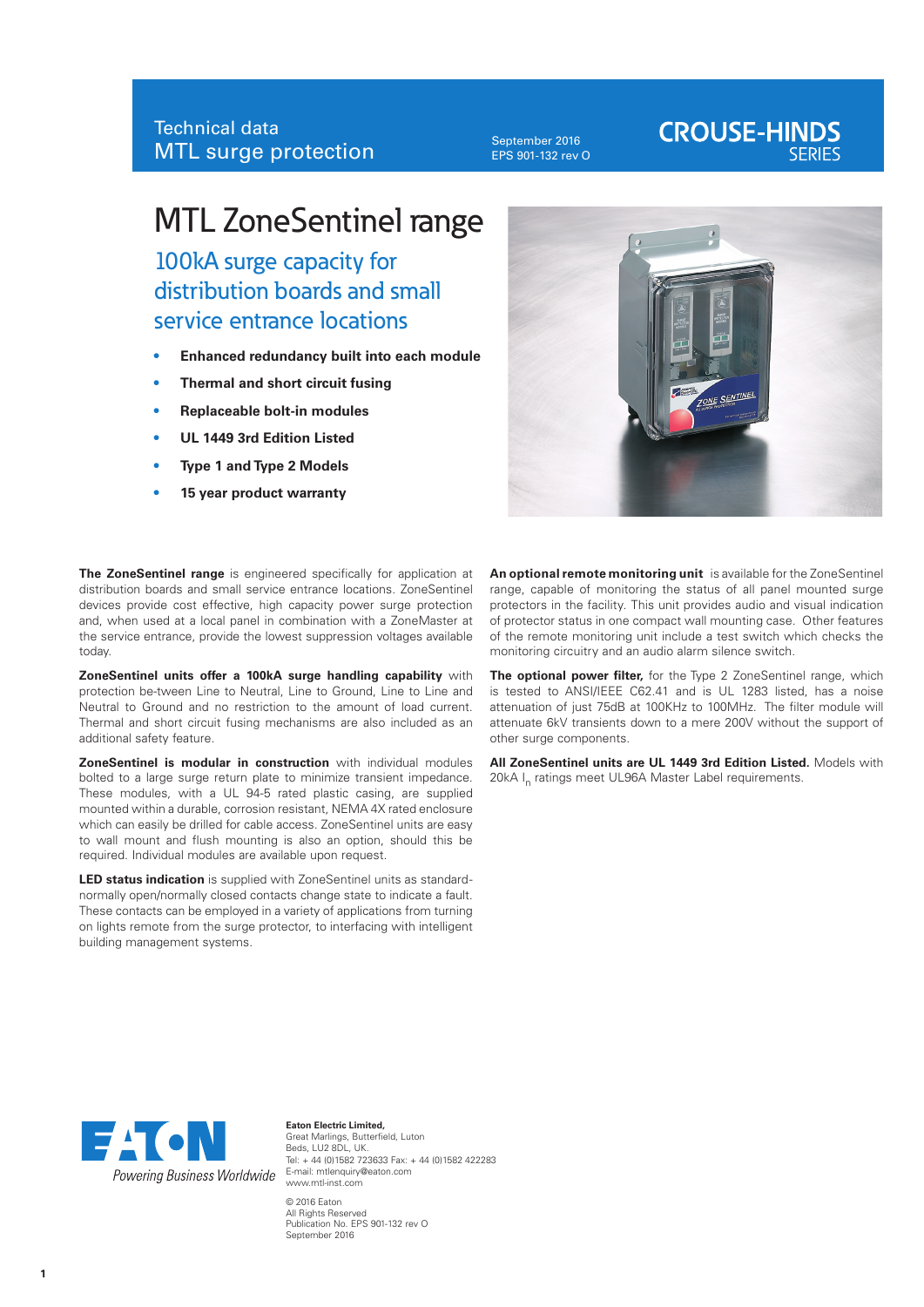Technical data
MTL surge protection

September 2016
EPS 901-132 rev O

**CROUSE-HINDS SERIES**

# MTL ZoneSentinel range

## 100kA surge capacity for distribution boards and small service entrance locations

- **Enhanced redundancy built into each module**
- **Thermal and short circuit fusing**
- **Replaceable bolt-in modules**
- **UL 1449 3rd Edition Listed**
- **Type 1 and Type 2 Models**
- **15 year product warranty**

**The ZoneSentinel range** is engineered specifically for application at distribution boards and small service entrance locations. ZoneSentinel devices provide cost effective, high capacity power surge protection and, when used at a local panel in combination with a ZoneMaster at the service entrance, provide the lowest suppression voltages available today.

**ZoneSentinel units offer a 100kA surge handling capability** with protection be-tween Line to Neutral, Line to Ground, Line to Line and Neutral to Ground and no restriction to the amount of load current. Thermal and short circuit fusing mechanisms are also included as an additional safety feature.

**ZoneSentinel is modular in construction** with individual modules bolted to a large surge return plate to minimize transient impedance. These modules, with a UL 94-5 rated plastic casing, are supplied mounted within a durable, corrosion resistant, NEMA 4X rated enclosure which can easily be drilled for cable access. ZoneSentinel units are easy to wall mount and flush mounting is also an option, should this be required. Individual modules are available upon request.

**LED status indication** is supplied with ZoneSentinel units as standard- normally open/normally closed contacts change state to indicate a fault. These contacts can be employed in a variety of applications from turning on lights remote from the surge protector, to interfacing with intelligent building management systems.

**An optional remote monitoring unit** is available for the ZoneSentinel range, capable of monitoring the status of all panel mounted surge protectors in the facility. This unit provides audio and visual indication of protector status in one compact wall mounting case. Other features of the remote monitoring unit include a test switch which checks the monitoring circuitry and an audio alarm silence switch.

**The optional power filter,** for the Type 2 ZoneSentinel range, which is tested to ANSI/IEEE C62.41 and is UL 1283 listed, has a noise attenuation of just 75dB at 100KHz to 100MHz. The filter module will attenuate 6kV transients down to a mere 200V without the support of other surge components.

**All ZoneSentinel units are UL 1449 3rd Edition Listed.** Models with 20kA $I_n$ ratings meet UL96A Master Label requirements.

EATON
*Powering Business Worldwide*

**Eaton Electric Limited,**
Great Marlings, Butterfield, Luton
Beds, LU2 8DL, UK.
Tel: + 44 (0)1582 723633 Fax: + 44 (0)1582 422283
E-mail: mtlenquiry@eaton.com
www.mtl-inst.com

© 2016 Eaton
All Rights Reserved
Publication No. EPS 901-132 rev O
September 2016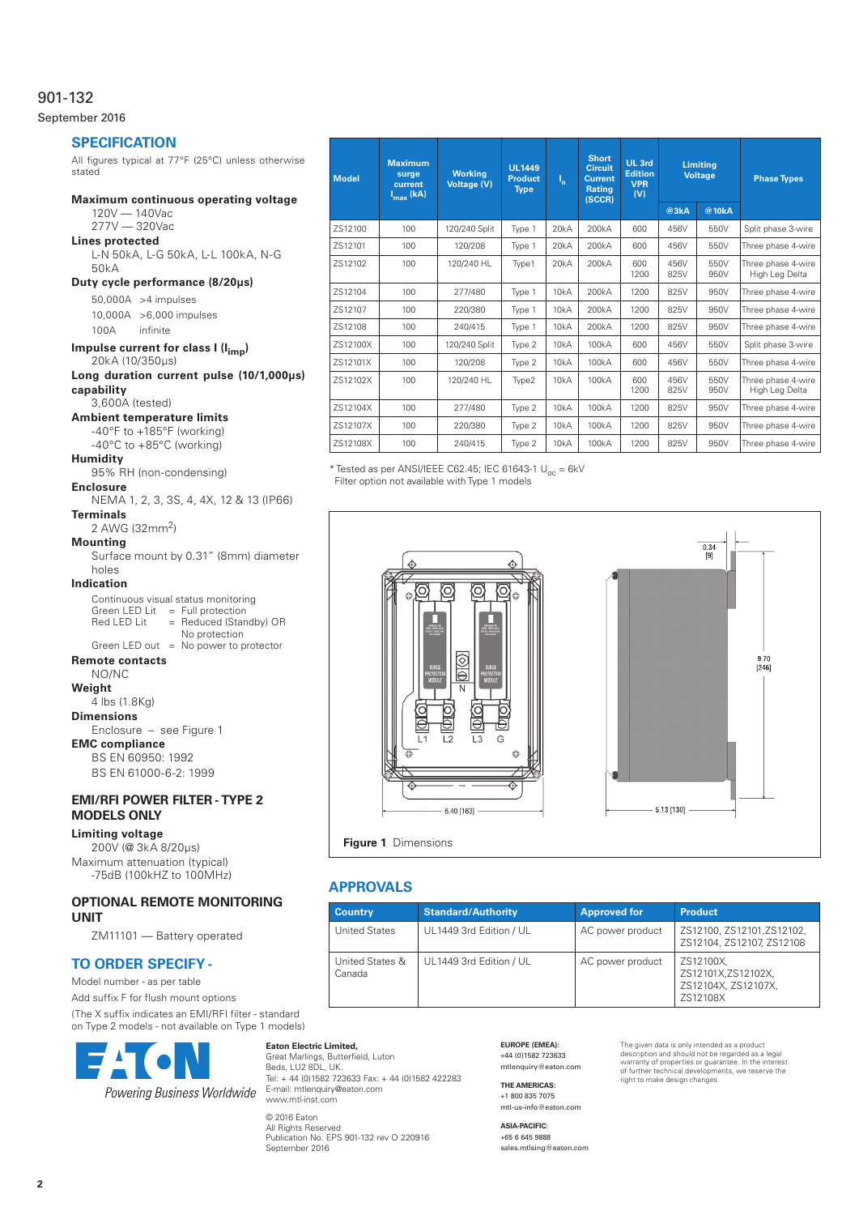901-132

September 2016

## SPECIFICATION

All figures typical at 77°F (25°C) unless otherwise stated

**Maximum continuous operating voltage**

120V — 140Vac
277V — 320Vac

**Lines protected**

L-N 50kA, L-G 50kA, L-L 100kA, N-G 50kA

**Duty cycle performance (8/20μs)**

50,000A >4 impulses
10,000A >6,000 impulses
100A infinite

**Impulse current for class I ($I_{imp}$)**

20kA (10/350μs)

**Long duration current pulse (10/1,000μs) capability**

3,600A (tested)

**Ambient temperature limits**

-40°F to +185°F (working)
-40°C to +85°C (working)

**Humidity**

95% RH (non-condensing)

**Enclosure**

NEMA 1, 2, 3, 3S, 4, 4X, 12 & 13 (IP66)

**Terminals**

2 AWG (32mm$^2$)

**Mounting**

Surface mount by 0.31" (8mm) diameter holes

**Indication**

Continuous visual status monitoring
Green LED Lit = Full protection
Red LED Lit = Reduced (Standby) OR No protection
Green LED out = No power to protector

**Remote contacts**

NO/NC

**Weight**

4 lbs (1.8Kg)

**Dimensions**

Enclosure – see Figure 1

**EMC compliance**

BS EN 60950: 1992
BS EN 61000-6-2: 1999

### EMI/RFI POWER FILTER - TYPE 2 MODELS ONLY

**Limiting voltage**

200V (@ 3kA 8/20μs)

Maximum attenuation (typical)
-75dB (100kHZ to 100MHz)

### OPTIONAL REMOTE MONITORING UNIT

ZM11101 — Battery operated

## TO ORDER SPECIFY -

Model number - as per table

Add suffix F for flush mount options

(The X suffix indicates an EMI/RFI filter - standard on Type 2 models - not available on Type 1 models)

| Model | Maximum surge current $I_{max}$ (kA) | Working Voltage (V) | UL1449 Product Type | $I_n$ | Short Circuit Current Rating (SCCR) | UL 3rd Edition VPR (V) | Limiting Voltage | | Phase Types |
|---|---|---|---|---|---|---|---|---|---|
| | | | | | | | @3kA | @10kA | |
| ZS12100 | 100 | 120/240 Split | Type 1 | 20kA | 200kA | 600 | 456V | 550V | Split phase 3-wire |
| ZS12101 | 100 | 120/208 | Type 1 | 20kA | 200kA | 600 | 456V | 550V | Three phase 4-wire |
| ZS12102 | 100 | 120/240 HL | Type1 | 20kA | 200kA | 600<br>1200 | 456V<br>825V | 550V<br>950V | Three phase 4-wire High Leg Delta |
| ZS12104 | 100 | 277/480 | Type 1 | 10kA | 200kA | 1200 | 825V | 950V | Three phase 4-wire |
| ZS12107 | 100 | 220/380 | Type 1 | 10kA | 200kA | 1200 | 825V | 950V | Three phase 4-wire |
| ZS12108 | 100 | 240/415 | Type 1 | 10kA | 200kA | 1200 | 825V | 950V | Three phase 4-wire |
| ZS12100X | 100 | 120/240 Split | Type 2 | 10kA | 100kA | 600 | 456V | 550V | Split phase 3-wire |
| ZS12101X | 100 | 120/208 | Type 2 | 10kA | 100kA | 600 | 456V | 550V | Three phase 4-wire |
| ZS12102X | 100 | 120/240 HL | Type2 | 10kA | 100kA | 600<br>1200 | 456V<br>825V | 550V<br>950V | Three phase 4-wire High Leg Delta |
| ZS12104X | 100 | 277/480 | Type 2 | 10kA | 100kA | 1200 | 825V | 950V | Three phase 4-wire |
| ZS12107X | 100 | 220/380 | Type 2 | 10kA | 100kA | 1200 | 825V | 950V | Three phase 4-wire |
| ZS12108X | 100 | 240/415 | Type 2 | 10kA | 100kA | 1200 | 825V | 950V | Three phase 4-wire |

\* Tested as per ANSI/IEEE C62.45; IEC 61643-1 $U_{oc}$ = 6kV
Filter option not available with Type 1 models

0.34 [9]
9.70 [246]
6.40 [163]
5.13 [130]
L1 L2 L3 G N
SURGE PROTECTION MODULE

**Figure 1** Dimensions

## APPROVALS

| Country | Standard/Authority | Approved for | Product |
|---|---|---|---|
| United States | UL1449 3rd Edition / UL | AC power product | ZS12100, ZS12101,ZS12102, ZS12104, ZS12107, ZS12108 |
| United States & Canada | UL1449 3rd Edition / UL | AC power product | ZS12100X, ZS12101X,ZS12102X, ZS12104X, ZS12107X, ZS12108X |

EATON
Powering Business Worldwide

**Eaton Electric Limited,**
Great Marlings, Butterfield, Luton
Beds, LU2 8DL, UK.
Tel: + 44 (0)1582 723633 Fax: + 44 (0)1582 422283
E-mail: mtlenquiry@eaton.com
www.mtl-inst.com

© 2016 Eaton
All Rights Reserved
Publication No. EPS 901-132 rev O 220916
September 2016

**EUROPE (EMEA):**
+44 (0)1582 723633
mtlenquiry@eaton.com

**THE AMERICAS:**
+1 800 835 7075
mtl-us-info@eaton.com

**ASIA-PACIFIC:**
+65 6 645 9888
sales.mtlsing@eaton.com

The given data is only intended as a product description and should not be regarded as a legal warranty of properties or guarantee. In the interest of further technical developments, we reserve the right to make design changes.